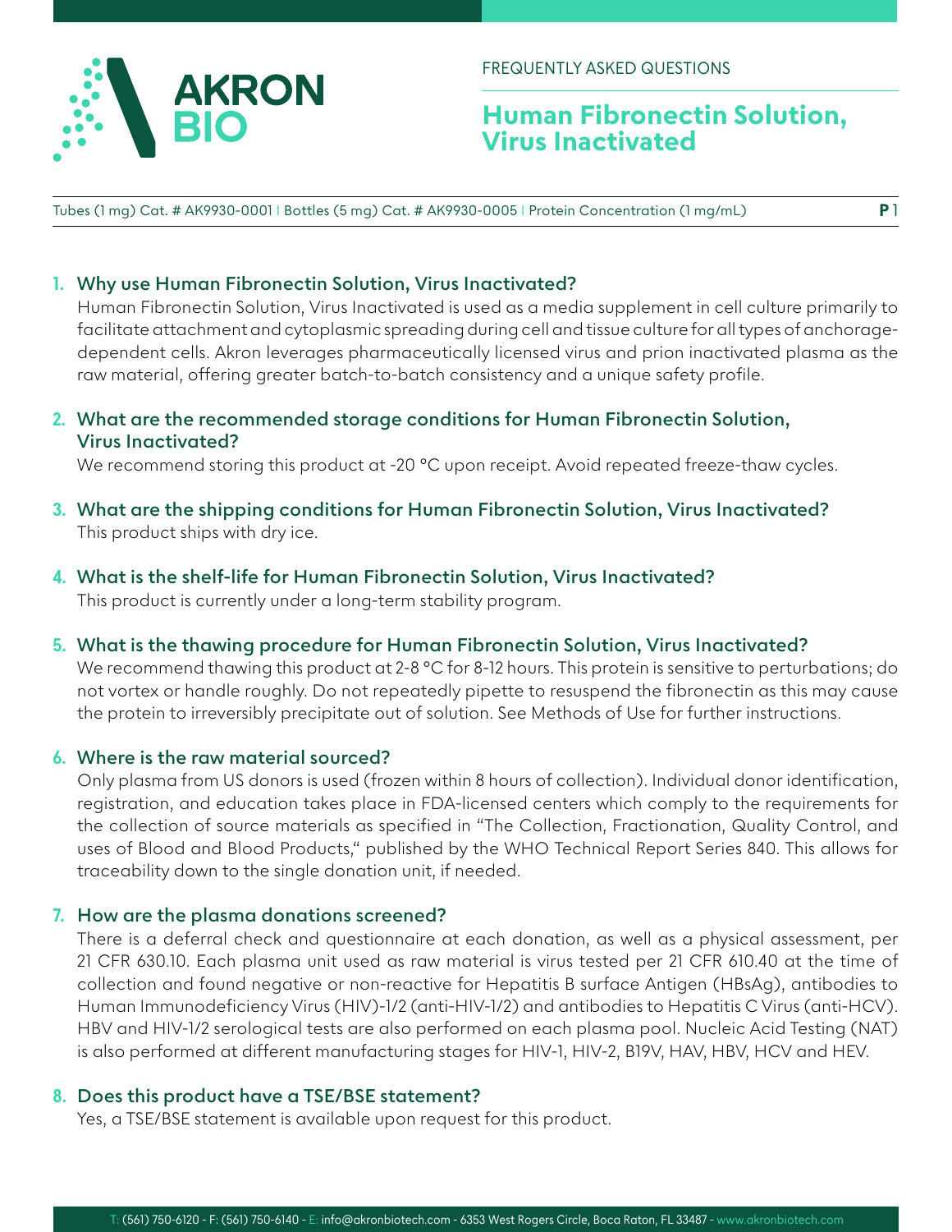AKRON BIO

FREQUENTLY ASKED QUESTIONS

# Human Fibronectin Solution, Virus Inactivated

Tubes (1 mg) Cat. # AK9930-0001 | Bottles (5 mg) Cat. # AK9930-0005 | Protein Concentration (1 mg/mL)

1. **Why use Human Fibronectin Solution, Virus Inactivated?**
   Human Fibronectin Solution, Virus Inactivated is used as a media supplement in cell culture primarily to facilitate attachment and cytoplasmic spreading during cell and tissue culture for all types of anchorage-dependent cells. Akron leverages pharmaceutically licensed virus and prion inactivated plasma as the raw material, offering greater batch-to-batch consistency and a unique safety profile.

2. **What are the recommended storage conditions for Human Fibronectin Solution, Virus Inactivated?**
   We recommend storing this product at -20 °C upon receipt. Avoid repeated freeze-thaw cycles.

3. **What are the shipping conditions for Human Fibronectin Solution, Virus Inactivated?**
   This product ships with dry ice.

4. **What is the shelf-life for Human Fibronectin Solution, Virus Inactivated?**
   This product is currently under a long-term stability program.

5. **What is the thawing procedure for Human Fibronectin Solution, Virus Inactivated?**
   We recommend thawing this product at 2-8 °C for 8-12 hours. This protein is sensitive to perturbations; do not vortex or handle roughly. Do not repeatedly pipette to resuspend the fibronectin as this may cause the protein to irreversibly precipitate out of solution. See Methods of Use for further instructions.

6. **Where is the raw material sourced?**
   Only plasma from US donors is used (frozen within 8 hours of collection). Individual donor identification, registration, and education takes place in FDA-licensed centers which comply to the requirements for the collection of source materials as specified in "The Collection, Fractionation, Quality Control, and uses of Blood and Blood Products," published by the WHO Technical Report Series 840. This allows for traceability down to the single donation unit, if needed.

7. **How are the plasma donations screened?**
   There is a deferral check and questionnaire at each donation, as well as a physical assessment, per 21 CFR 630.10. Each plasma unit used as raw material is virus tested per 21 CFR 610.40 at the time of collection and found negative or non-reactive for Hepatitis B surface Antigen (HBsAg), antibodies to Human Immunodeficiency Virus (HIV)-1/2 (anti-HIV-1/2) and antibodies to Hepatitis C Virus (anti-HCV). HBV and HIV-1/2 serological tests are also performed on each plasma pool. Nucleic Acid Testing (NAT) is also performed at different manufacturing stages for HIV-1, HIV-2, B19V, HAV, HBV, HCV and HEV.

8. **Does this product have a TSE/BSE statement?**
   Yes, a TSE/BSE statement is available upon request for this product.

T: (561) 750-6120 - F: (561) 750-6140 - E: info@akronbiotech.com - 6353 West Rogers Circle, Boca Raton, FL 33487 - www.akronbiotech.com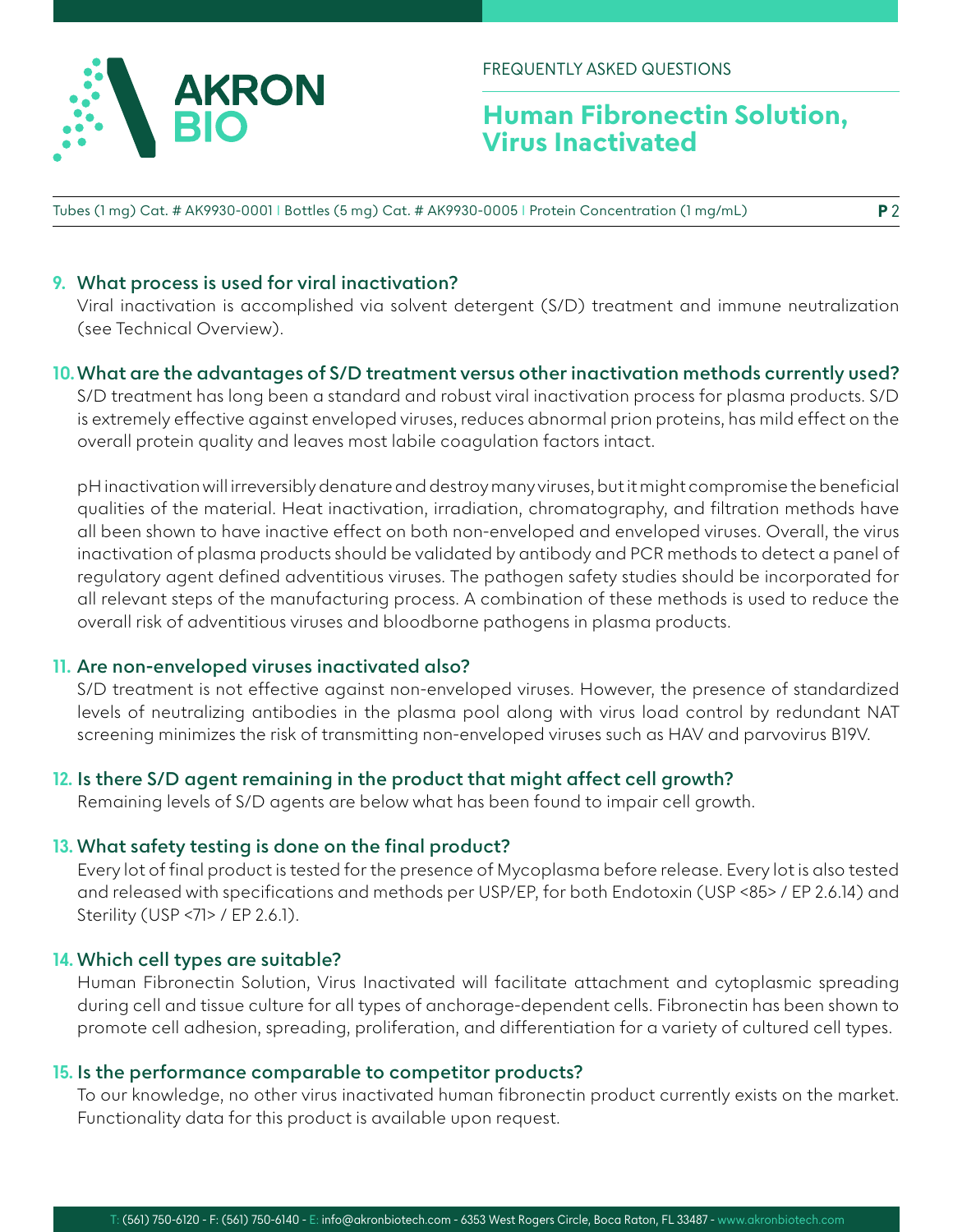## 9. What process is used for viral inactivation?

Viral inactivation is accomplished via solvent detergent (S/D) treatment and immune neutralization (see Technical Overview).

## 10. What are the advantages of S/D treatment versus other inactivation methods currently used?

S/D treatment has long been a standard and robust viral inactivation process for plasma products. S/D is extremely effective against enveloped viruses, reduces abnormal prion proteins, has mild effect on the overall protein quality and leaves most labile coagulation factors intact.

pH inactivation will irreversibly denature and destroy many viruses, but it might compromise the beneficial qualities of the material. Heat inactivation, irradiation, chromatography, and filtration methods have all been shown to have inactive effect on both non-enveloped and enveloped viruses. Overall, the virus inactivation of plasma products should be validated by antibody and PCR methods to detect a panel of regulatory agent defined adventitious viruses. The pathogen safety studies should be incorporated for all relevant steps of the manufacturing process. A combination of these methods is used to reduce the overall risk of adventitious viruses and bloodborne pathogens in plasma products.

## 11. Are non-enveloped viruses inactivated also?

S/D treatment is not effective against non-enveloped viruses. However, the presence of standardized levels of neutralizing antibodies in the plasma pool along with virus load control by redundant NAT screening minimizes the risk of transmitting non-enveloped viruses such as HAV and parvovirus B19V.

## 12. Is there S/D agent remaining in the product that might affect cell growth?

Remaining levels of S/D agents are below what has been found to impair cell growth.

## 13. What safety testing is done on the final product?

Every lot of final product is tested for the presence of Mycoplasma before release. Every lot is also tested and released with specifications and methods per USP/EP, for both Endotoxin (USP <85> / EP 2.6.14) and Sterility (USP <71> / EP 2.6.1).

## 14. Which cell types are suitable?

Human Fibronectin Solution, Virus Inactivated will facilitate attachment and cytoplasmic spreading during cell and tissue culture for all types of anchorage-dependent cells. Fibronectin has been shown to promote cell adhesion, spreading, proliferation, and differentiation for a variety of cultured cell types.

## 15. Is the performance comparable to competitor products?

To our knowledge, no other virus inactivated human fibronectin product currently exists on the market. Functionality data for this product is available upon request.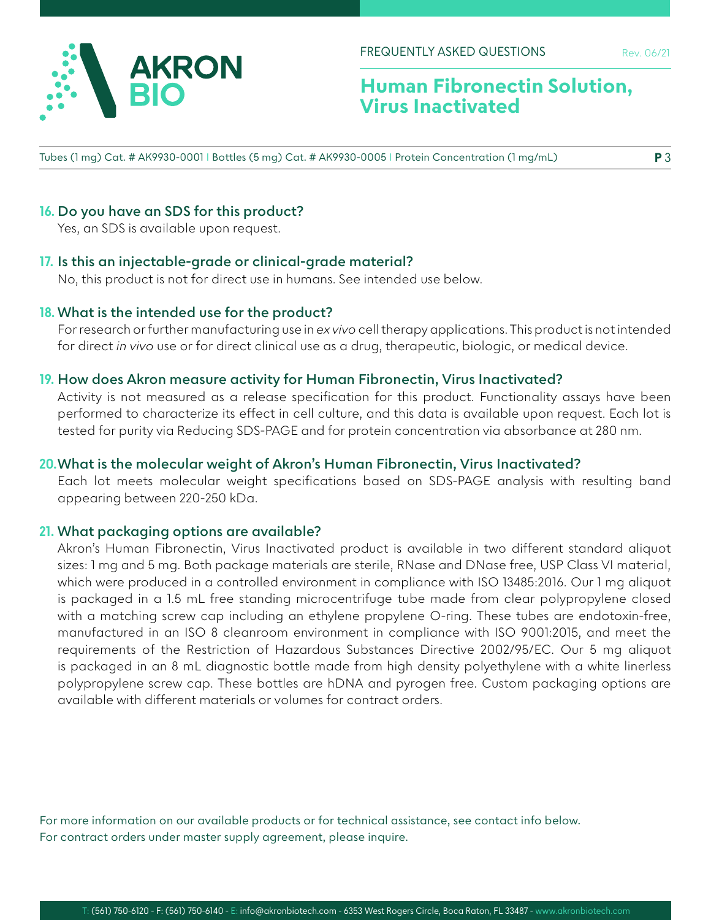**16. Do you have an SDS for this product?**

Yes, an SDS is available upon request.

**17. Is this an injectable-grade or clinical-grade material?**

No, this product is not for direct use in humans. See intended use below.

**18. What is the intended use for the product?**

For research or further manufacturing use in *ex vivo* cell therapy applications. This product is not intended for direct *in vivo* use or for direct clinical use as a drug, therapeutic, biologic, or medical device.

**19. How does Akron measure activity for Human Fibronectin, Virus Inactivated?**

Activity is not measured as a release specification for this product. Functionality assays have been performed to characterize its effect in cell culture, and this data is available upon request. Each lot is tested for purity via Reducing SDS-PAGE and for protein concentration via absorbance at 280 nm.

**20. What is the molecular weight of Akron's Human Fibronectin, Virus Inactivated?**

Each lot meets molecular weight specifications based on SDS-PAGE analysis with resulting band appearing between 220-250 kDa.

**21. What packaging options are available?**

Akron's Human Fibronectin, Virus Inactivated product is available in two different standard aliquot sizes: 1 mg and 5 mg. Both package materials are sterile, RNase and DNase free, USP Class VI material, which were produced in a controlled environment in compliance with ISO 13485:2016. Our 1 mg aliquot is packaged in a 1.5 mL free standing microcentrifuge tube made from clear polypropylene closed with a matching screw cap including an ethylene propylene O-ring. These tubes are endotoxin-free, manufactured in an ISO 8 cleanroom environment in compliance with ISO 9001:2015, and meet the requirements of the Restriction of Hazardous Substances Directive 2002/95/EC. Our 5 mg aliquot is packaged in an 8 mL diagnostic bottle made from high density polyethylene with a white linerless polypropylene screw cap. These bottles are hDNA and pyrogen free. Custom packaging options are available with different materials or volumes for contract orders.

For more information on our available products or for technical assistance, see contact info below.
For contract orders under master supply agreement, please inquire.

T: (561) 750-6120 - F: (561) 750-6140 - E: info@akronbiotech.com - 6353 West Rogers Circle, Boca Raton, FL 33487 - www.akronbiotech.com